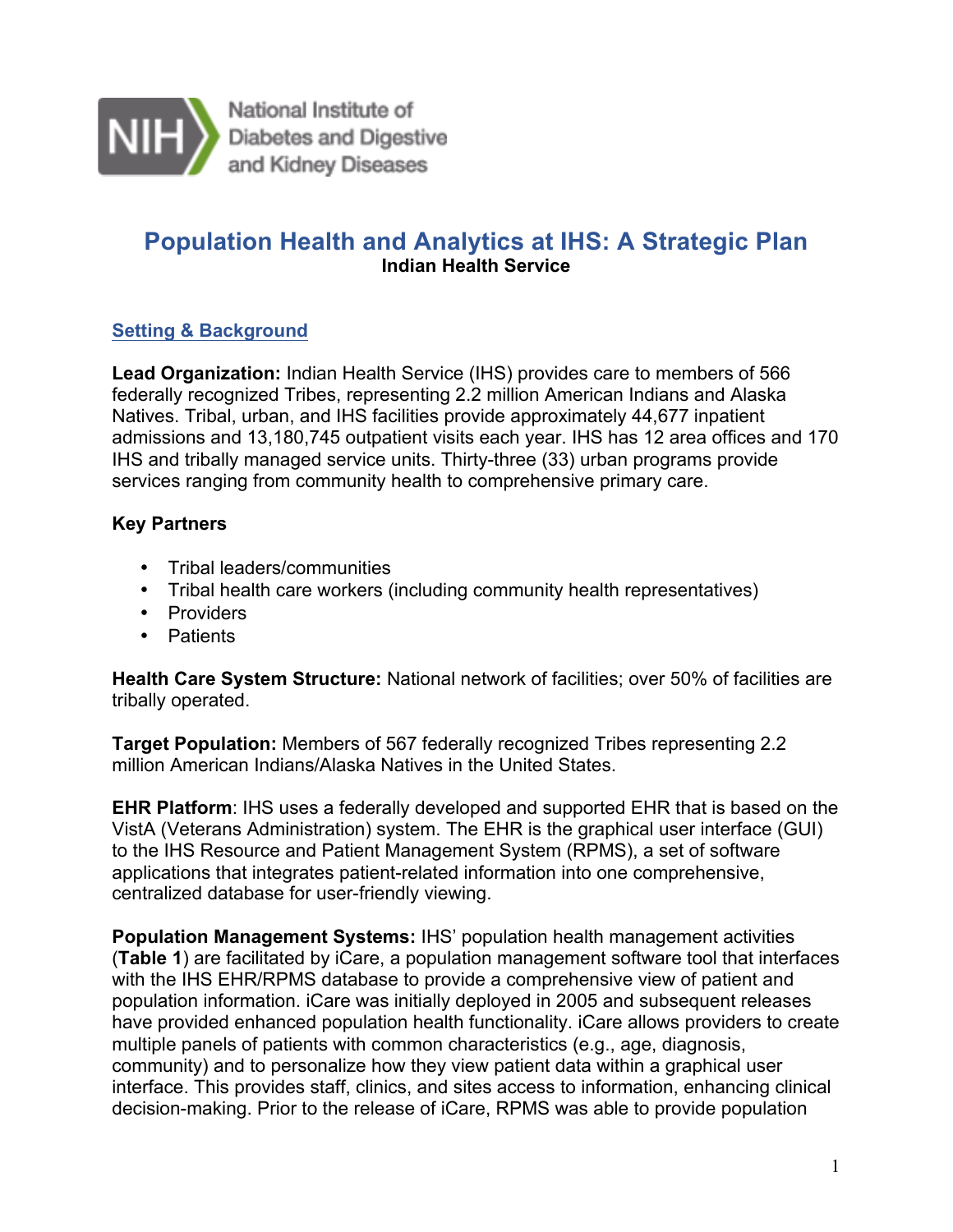National Institute of Diabetes and Digestive and Kidney Diseases

# Population Health and Analytics at IHS: A Strategic Plan

**Indian Health Service**

## Setting & Background

**Lead Organization:** Indian Health Service (IHS) provides care to members of 566 federally recognized Tribes, representing 2.2 million American Indians and Alaska Natives. Tribal, urban, and IHS facilities provide approximately 44,677 inpatient admissions and 13,180,745 outpatient visits each year. IHS has 12 area offices and 170 IHS and tribally managed service units. Thirty-three (33) urban programs provide services ranging from community health to comprehensive primary care.

**Key Partners**

- Tribal leaders/communities
- Tribal health care workers (including community health representatives)
- Providers
- Patients

**Health Care System Structure:** National network of facilities; over 50% of facilities are tribally operated.

**Target Population:** Members of 567 federally recognized Tribes representing 2.2 million American Indians/Alaska Natives in the United States.

**EHR Platform**: IHS uses a federally developed and supported EHR that is based on the VistA (Veterans Administration) system. The EHR is the graphical user interface (GUI) to the IHS Resource and Patient Management System (RPMS), a set of software applications that integrates patient-related information into one comprehensive, centralized database for user-friendly viewing.

**Population Management Systems:** IHS' population health management activities (**Table 1**) are facilitated by iCare, a population management software tool that interfaces with the IHS EHR/RPMS database to provide a comprehensive view of patient and population information. iCare was initially deployed in 2005 and subsequent releases have provided enhanced population health functionality. iCare allows providers to create multiple panels of patients with common characteristics (e.g., age, diagnosis, community) and to personalize how they view patient data within a graphical user interface. This provides staff, clinics, and sites access to information, enhancing clinical decision-making. Prior to the release of iCare, RPMS was able to provide population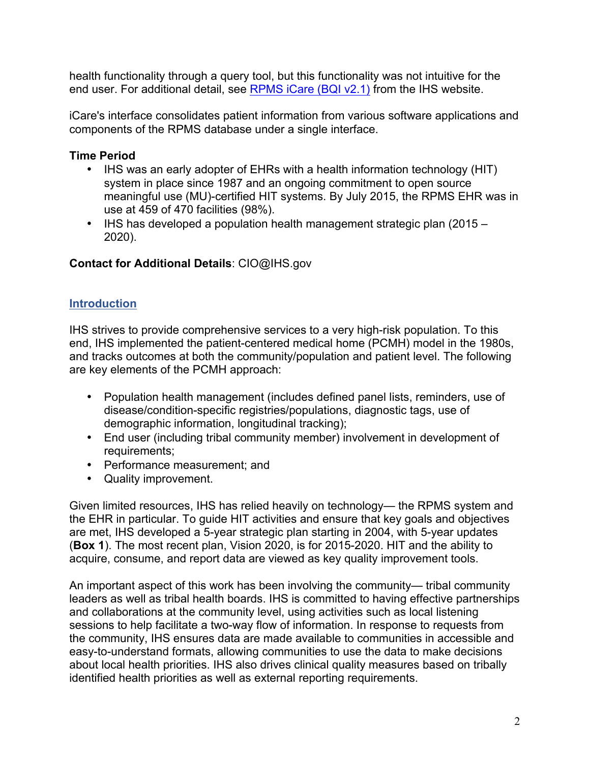health functionality through a query tool, but this functionality was not intuitive for the end user. For additional detail, see [RPMS iCare (BQI v2.1)](#) from the IHS website.

iCare's interface consolidates patient information from various software applications and components of the RPMS database under a single interface.

**Time Period**

- IHS was an early adopter of EHRs with a health information technology (HIT) system in place since 1987 and an ongoing commitment to open source meaningful use (MU)-certified HIT systems. By July 2015, the RPMS EHR was in use at 459 of 470 facilities (98%).
- IHS has developed a population health management strategic plan (2015 – 2020).

**Contact for Additional Details**: CIO@IHS.gov

## Introduction

IHS strives to provide comprehensive services to a very high-risk population. To this end, IHS implemented the patient-centered medical home (PCMH) model in the 1980s, and tracks outcomes at both the community/population and patient level. The following are key elements of the PCMH approach:

- Population health management (includes defined panel lists, reminders, use of disease/condition-specific registries/populations, diagnostic tags, use of demographic information, longitudinal tracking);
- End user (including tribal community member) involvement in development of requirements;
- Performance measurement; and
- Quality improvement.

Given limited resources, IHS has relied heavily on technology— the RPMS system and the EHR in particular. To guide HIT activities and ensure that key goals and objectives are met, IHS developed a 5-year strategic plan starting in 2004, with 5-year updates (**Box 1**). The most recent plan, Vision 2020, is for 2015-2020. HIT and the ability to acquire, consume, and report data are viewed as key quality improvement tools.

An important aspect of this work has been involving the community— tribal community leaders as well as tribal health boards. IHS is committed to having effective partnerships and collaborations at the community level, using activities such as local listening sessions to help facilitate a two-way flow of information. In response to requests from the community, IHS ensures data are made available to communities in accessible and easy-to-understand formats, allowing communities to use the data to make decisions about local health priorities. IHS also drives clinical quality measures based on tribally identified health priorities as well as external reporting requirements.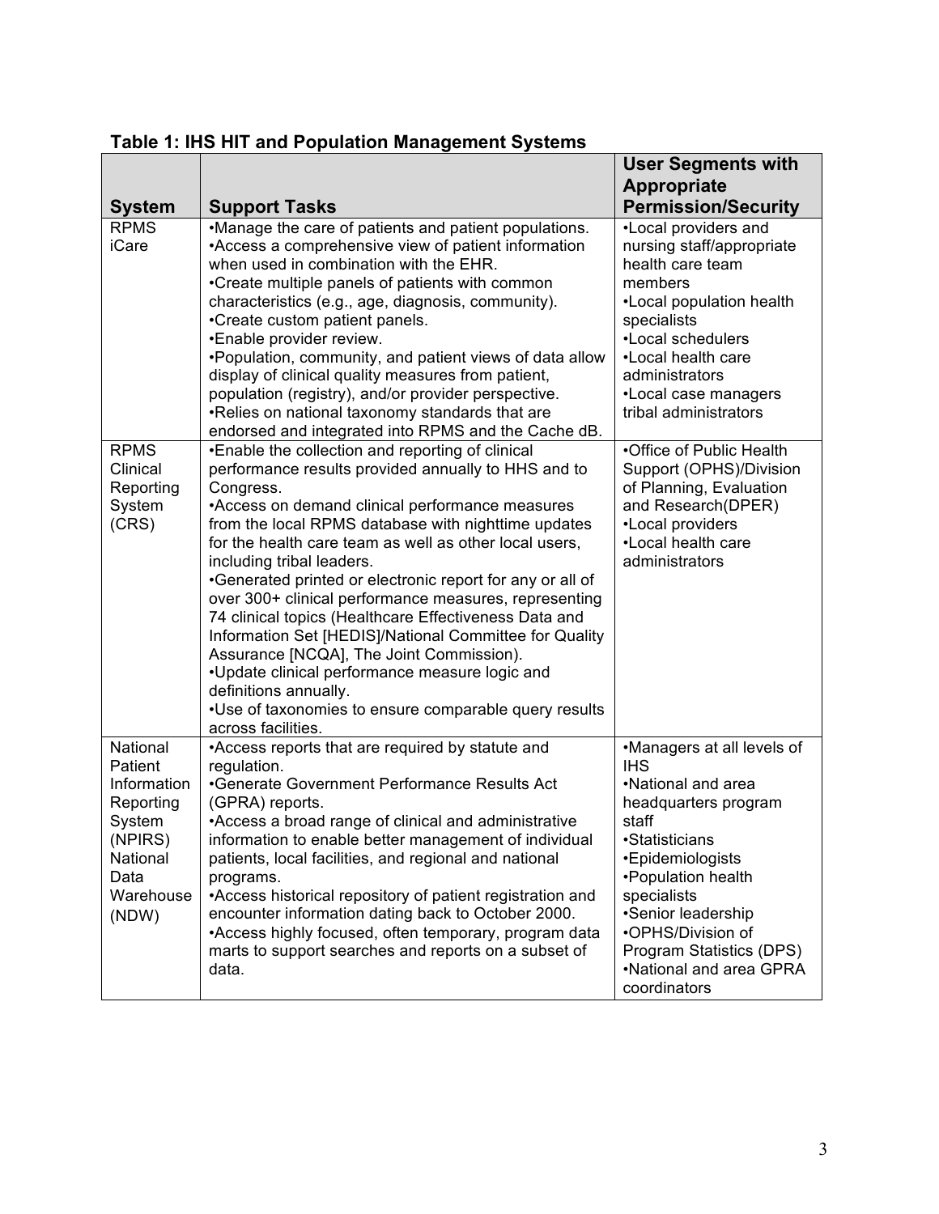**Table 1: IHS HIT and Population Management Systems**

| System | Support Tasks | User Segments with Appropriate Permission/Security |
|---|---|---|
| RPMS iCare | •Manage the care of patients and patient populations.<br>•Access a comprehensive view of patient information when used in combination with the EHR.<br>•Create multiple panels of patients with common characteristics (e.g., age, diagnosis, community).<br>•Create custom patient panels.<br>•Enable provider review.<br>•Population, community, and patient views of data allow display of clinical quality measures from patient, population (registry), and/or provider perspective.<br>•Relies on national taxonomy standards that are endorsed and integrated into RPMS and the Cache dB. | •Local providers and nursing staff/appropriate health care team members<br>•Local population health specialists<br>•Local schedulers<br>•Local health care administrators<br>•Local case managers tribal administrators |
| RPMS Clinical Reporting System (CRS) | •Enable the collection and reporting of clinical performance results provided annually to HHS and to Congress.<br>•Access on demand clinical performance measures from the local RPMS database with nighttime updates for the health care team as well as other local users, including tribal leaders.<br>•Generated printed or electronic report for any or all of over 300+ clinical performance measures, representing 74 clinical topics (Healthcare Effectiveness Data and Information Set [HEDIS]/National Committee for Quality Assurance [NCQA], The Joint Commission).<br>•Update clinical performance measure logic and definitions annually.<br>•Use of taxonomies to ensure comparable query results across facilities. | •Office of Public Health Support (OPHS)/Division of Planning, Evaluation and Research(DPER)<br>•Local providers<br>•Local health care administrators |
| National Patient Information Reporting System (NPIRS) National Data Warehouse (NDW) | •Access reports that are required by statute and regulation.<br>•Generate Government Performance Results Act (GPRA) reports.<br>•Access a broad range of clinical and administrative information to enable better management of individual patients, local facilities, and regional and national programs.<br>•Access historical repository of patient registration and encounter information dating back to October 2000.<br>•Access highly focused, often temporary, program data marts to support searches and reports on a subset of data. | •Managers at all levels of IHS<br>•National and area headquarters program staff<br>•Statisticians<br>•Epidemiologists<br>•Population health specialists<br>•Senior leadership<br>•OPHS/Division of Program Statistics (DPS)<br>•National and area GPRA coordinators |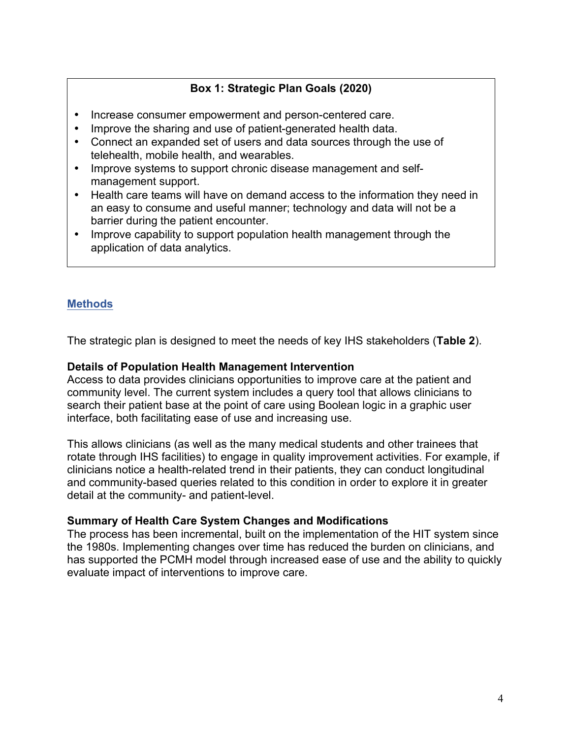**Box 1: Strategic Plan Goals (2020)**

- Increase consumer empowerment and person-centered care.
- Improve the sharing and use of patient-generated health data.
- Connect an expanded set of users and data sources through the use of telehealth, mobile health, and wearables.
- Improve systems to support chronic disease management and self-management support.
- Health care teams will have on demand access to the information they need in an easy to consume and useful manner; technology and data will not be a barrier during the patient encounter.
- Improve capability to support population health management through the application of data analytics.

## Methods

The strategic plan is designed to meet the needs of key IHS stakeholders (**Table 2**).

### Details of Population Health Management Intervention

Access to data provides clinicians opportunities to improve care at the patient and community level. The current system includes a query tool that allows clinicians to search their patient base at the point of care using Boolean logic in a graphic user interface, both facilitating ease of use and increasing use.

This allows clinicians (as well as the many medical students and other trainees that rotate through IHS facilities) to engage in quality improvement activities. For example, if clinicians notice a health-related trend in their patients, they can conduct longitudinal and community-based queries related to this condition in order to explore it in greater detail at the community- and patient-level.

### Summary of Health Care System Changes and Modifications

The process has been incremental, built on the implementation of the HIT system since the 1980s. Implementing changes over time has reduced the burden on clinicians, and has supported the PCMH model through increased ease of use and the ability to quickly evaluate impact of interventions to improve care.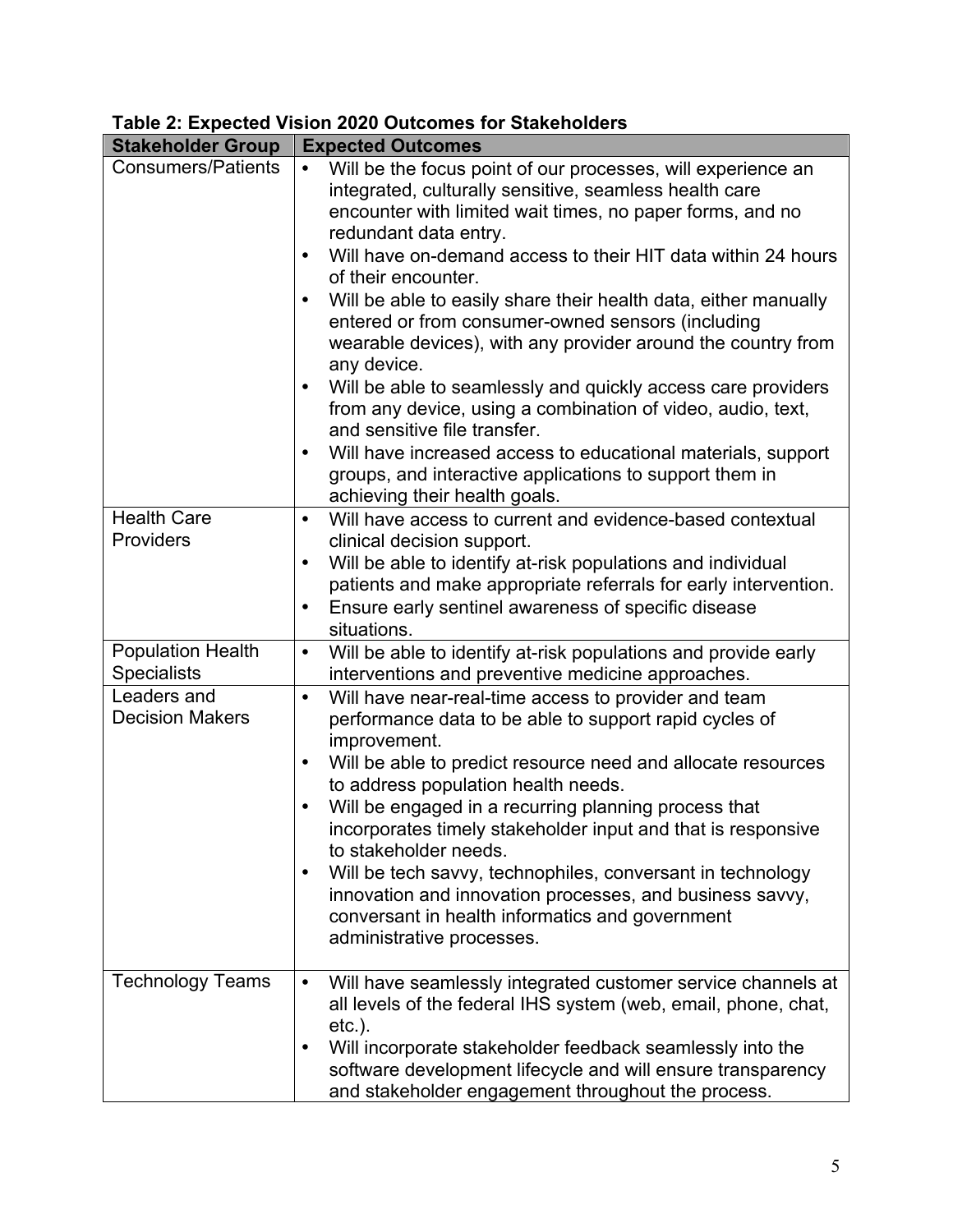**Table 2: Expected Vision 2020 Outcomes for Stakeholders**

| Stakeholder Group | Expected Outcomes |
|---|---|
| Consumers/Patients | • Will be the focus point of our processes, will experience an integrated, culturally sensitive, seamless health care encounter with limited wait times, no paper forms, and no redundant data entry.<br>• Will have on-demand access to their HIT data within 24 hours of their encounter.<br>• Will be able to easily share their health data, either manually entered or from consumer-owned sensors (including wearable devices), with any provider around the country from any device.<br>• Will be able to seamlessly and quickly access care providers from any device, using a combination of video, audio, text, and sensitive file transfer.<br>• Will have increased access to educational materials, support groups, and interactive applications to support them in achieving their health goals. |
| Health Care Providers | • Will have access to current and evidence-based contextual clinical decision support.<br>• Will be able to identify at-risk populations and individual patients and make appropriate referrals for early intervention.<br>• Ensure early sentinel awareness of specific disease situations. |
| Population Health Specialists | • Will be able to identify at-risk populations and provide early interventions and preventive medicine approaches. |
| Leaders and Decision Makers | • Will have near-real-time access to provider and team performance data to be able to support rapid cycles of improvement.<br>• Will be able to predict resource need and allocate resources to address population health needs.<br>• Will be engaged in a recurring planning process that incorporates timely stakeholder input and that is responsive to stakeholder needs.<br>• Will be tech savvy, technophiles, conversant in technology innovation and innovation processes, and business savvy, conversant in health informatics and government administrative processes. |
| Technology Teams | • Will have seamlessly integrated customer service channels at all levels of the federal IHS system (web, email, phone, chat, etc.).<br>• Will incorporate stakeholder feedback seamlessly into the software development lifecycle and will ensure transparency and stakeholder engagement throughout the process. |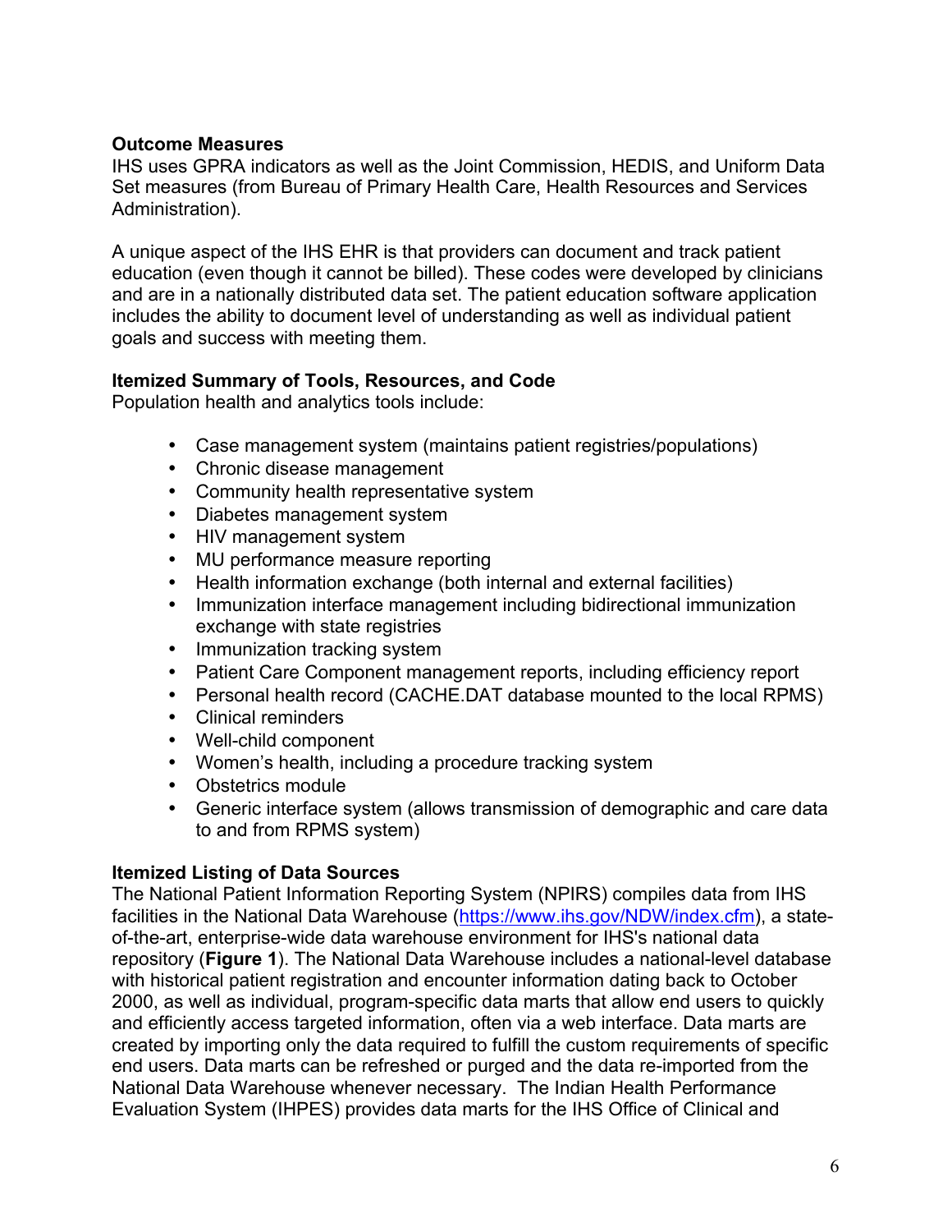**Outcome Measures**
IHS uses GPRA indicators as well as the Joint Commission, HEDIS, and Uniform Data Set measures (from Bureau of Primary Health Care, Health Resources and Services Administration).

A unique aspect of the IHS EHR is that providers can document and track patient education (even though it cannot be billed). These codes were developed by clinicians and are in a nationally distributed data set. The patient education software application includes the ability to document level of understanding as well as individual patient goals and success with meeting them.

**Itemized Summary of Tools, Resources, and Code**
Population health and analytics tools include:

- Case management system (maintains patient registries/populations)
- Chronic disease management
- Community health representative system
- Diabetes management system
- HIV management system
- MU performance measure reporting
- Health information exchange (both internal and external facilities)
- Immunization interface management including bidirectional immunization exchange with state registries
- Immunization tracking system
- Patient Care Component management reports, including efficiency report
- Personal health record (CACHE.DAT database mounted to the local RPMS)
- Clinical reminders
- Well-child component
- Women's health, including a procedure tracking system
- Obstetrics module
- Generic interface system (allows transmission of demographic and care data to and from RPMS system)

**Itemized Listing of Data Sources**
The National Patient Information Reporting System (NPIRS) compiles data from IHS facilities in the National Data Warehouse (https://www.ihs.gov/NDW/index.cfm), a state-of-the-art, enterprise-wide data warehouse environment for IHS's national data repository (**Figure 1**). The National Data Warehouse includes a national-level database with historical patient registration and encounter information dating back to October 2000, as well as individual, program-specific data marts that allow end users to quickly and efficiently access targeted information, often via a web interface. Data marts are created by importing only the data required to fulfill the custom requirements of specific end users. Data marts can be refreshed or purged and the data re-imported from the National Data Warehouse whenever necessary. The Indian Health Performance Evaluation System (IHPES) provides data marts for the IHS Office of Clinical and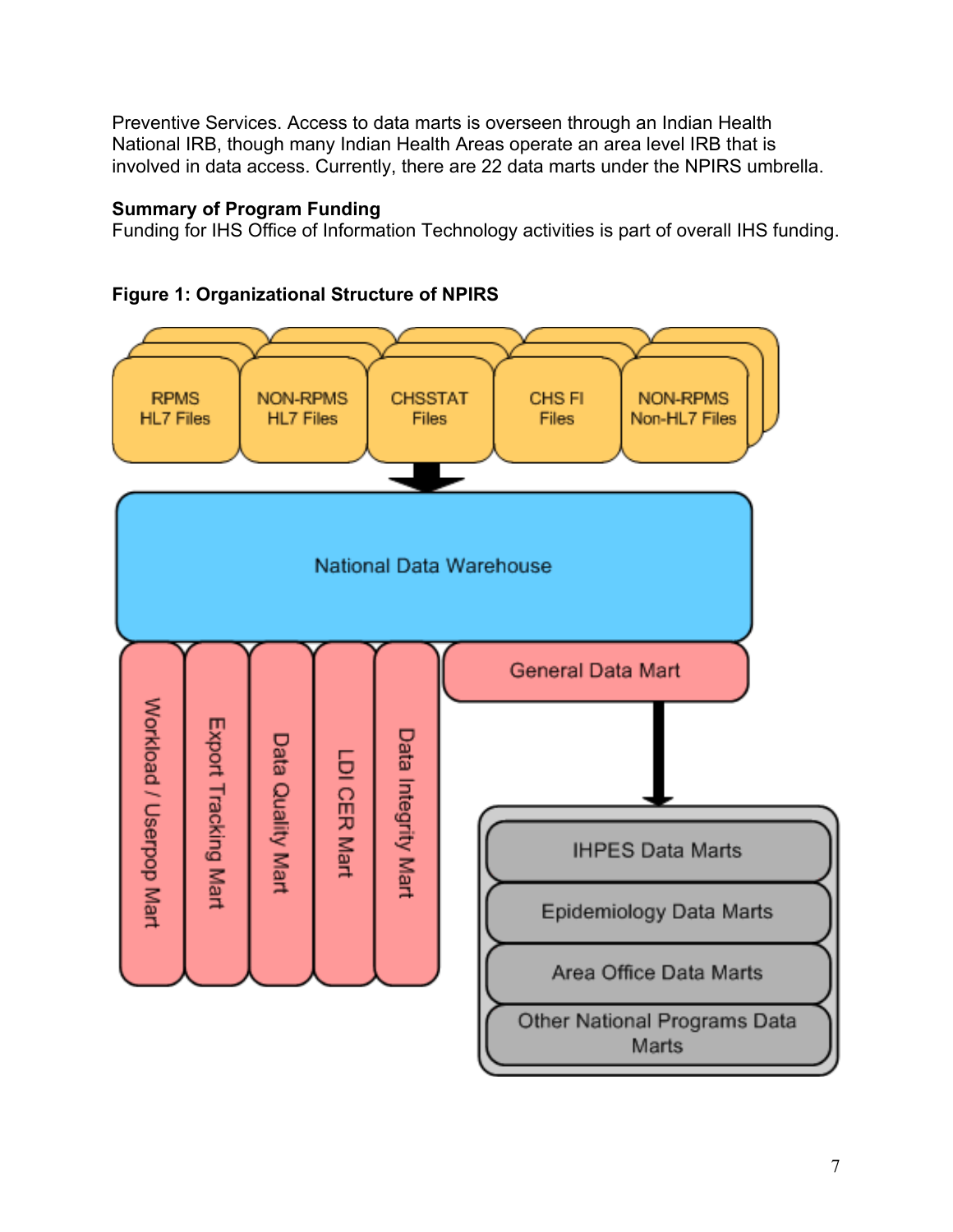Preventive Services. Access to data marts is overseen through an Indian Health National IRB, though many Indian Health Areas operate an area level IRB that is involved in data access. Currently, there are 22 data marts under the NPIRS umbrella.

**Summary of Program Funding**
Funding for IHS Office of Information Technology activities is part of overall IHS funding.

**Figure 1: Organizational Structure of NPIRS**

- RPMS HL7 Files
- NON-RPMS HL7 Files
- CHSSTAT Files
- CHS FI Files
- NON-RPMS Non-HL7 Files

National Data Warehouse

- Workload / Userpop Mart
- Export Tracking Mart
- Data Quality Mart
- LDI CER Mart
- Data Integrity Mart
- General Data Mart
  - IHPES Data Marts
  - Epidemiology Data Marts
  - Area Office Data Marts
  - Other National Programs Data Marts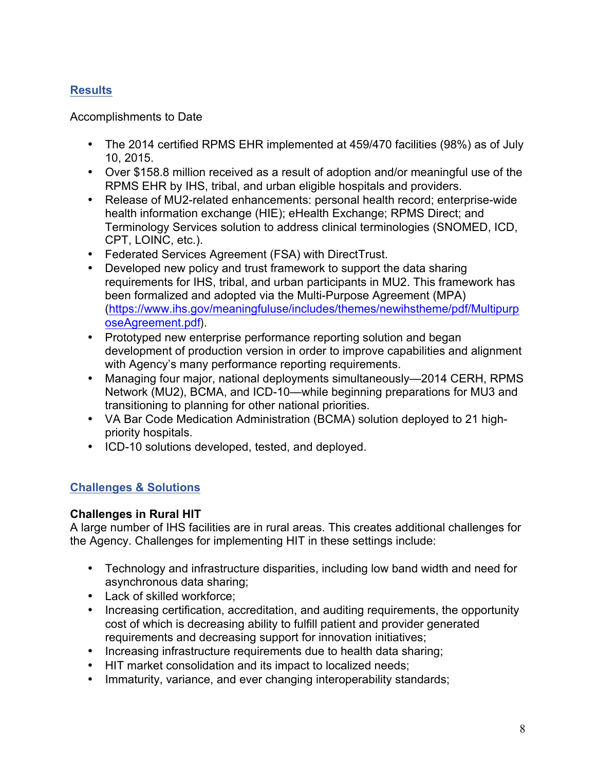## Results

Accomplishments to Date

- The 2014 certified RPMS EHR implemented at 459/470 facilities (98%) as of July 10, 2015.
- Over $158.8 million received as a result of adoption and/or meaningful use of the RPMS EHR by IHS, tribal, and urban eligible hospitals and providers.
- Release of MU2-related enhancements: personal health record; enterprise-wide health information exchange (HIE); eHealth Exchange; RPMS Direct; and Terminology Services solution to address clinical terminologies (SNOMED, ICD, CPT, LOINC, etc.).
- Federated Services Agreement (FSA) with DirectTrust.
- Developed new policy and trust framework to support the data sharing requirements for IHS, tribal, and urban participants in MU2. This framework has been formalized and adopted via the Multi-Purpose Agreement (MPA) (https://www.ihs.gov/meaningfuluse/includes/themes/newihstheme/pdf/MultipurposeAgreement.pdf).
- Prototyped new enterprise performance reporting solution and began development of production version in order to improve capabilities and alignment with Agency's many performance reporting requirements.
- Managing four major, national deployments simultaneously—2014 CERH, RPMS Network (MU2), BCMA, and ICD-10—while beginning preparations for MU3 and transitioning to planning for other national priorities.
- VA Bar Code Medication Administration (BCMA) solution deployed to 21 high-priority hospitals.
- ICD-10 solutions developed, tested, and deployed.

## Challenges & Solutions

**Challenges in Rural HIT**

A large number of IHS facilities are in rural areas. This creates additional challenges for the Agency. Challenges for implementing HIT in these settings include:

- Technology and infrastructure disparities, including low band width and need for asynchronous data sharing;
- Lack of skilled workforce;
- Increasing certification, accreditation, and auditing requirements, the opportunity cost of which is decreasing ability to fulfill patient and provider generated requirements and decreasing support for innovation initiatives;
- Increasing infrastructure requirements due to health data sharing;
- HIT market consolidation and its impact to localized needs;
- Immaturity, variance, and ever changing interoperability standards;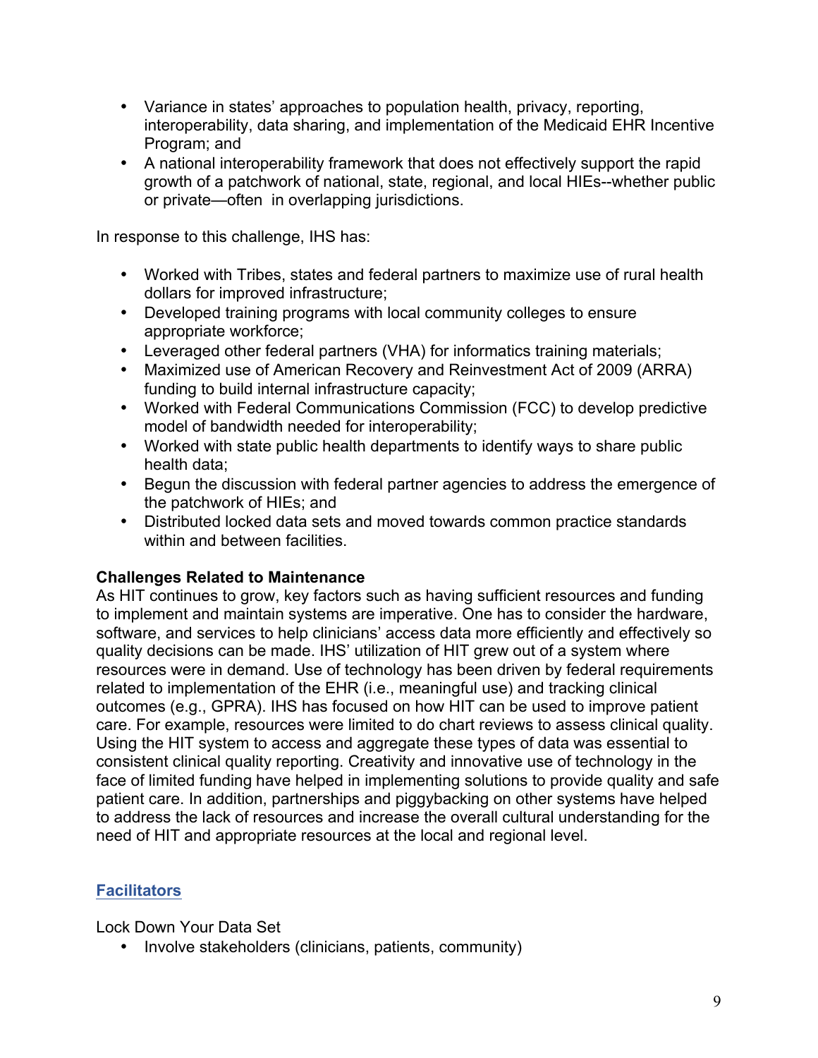- Variance in states' approaches to population health, privacy, reporting, interoperability, data sharing, and implementation of the Medicaid EHR Incentive Program; and
- A national interoperability framework that does not effectively support the rapid growth of a patchwork of national, state, regional, and local HIEs--whether public or private—often in overlapping jurisdictions.

In response to this challenge, IHS has:

- Worked with Tribes, states and federal partners to maximize use of rural health dollars for improved infrastructure;
- Developed training programs with local community colleges to ensure appropriate workforce;
- Leveraged other federal partners (VHA) for informatics training materials;
- Maximized use of American Recovery and Reinvestment Act of 2009 (ARRA) funding to build internal infrastructure capacity;
- Worked with Federal Communications Commission (FCC) to develop predictive model of bandwidth needed for interoperability;
- Worked with state public health departments to identify ways to share public health data;
- Begun the discussion with federal partner agencies to address the emergence of the patchwork of HIEs; and
- Distributed locked data sets and moved towards common practice standards within and between facilities.

**Challenges Related to Maintenance**

As HIT continues to grow, key factors such as having sufficient resources and funding to implement and maintain systems are imperative. One has to consider the hardware, software, and services to help clinicians' access data more efficiently and effectively so quality decisions can be made. IHS' utilization of HIT grew out of a system where resources were in demand. Use of technology has been driven by federal requirements related to implementation of the EHR (i.e., meaningful use) and tracking clinical outcomes (e.g., GPRA). IHS has focused on how HIT can be used to improve patient care. For example, resources were limited to do chart reviews to assess clinical quality. Using the HIT system to access and aggregate these types of data was essential to consistent clinical quality reporting. Creativity and innovative use of technology in the face of limited funding have helped in implementing solutions to provide quality and safe patient care. In addition, partnerships and piggybacking on other systems have helped to address the lack of resources and increase the overall cultural understanding for the need of HIT and appropriate resources at the local and regional level.

## Facilitators

Lock Down Your Data Set

- Involve stakeholders (clinicians, patients, community)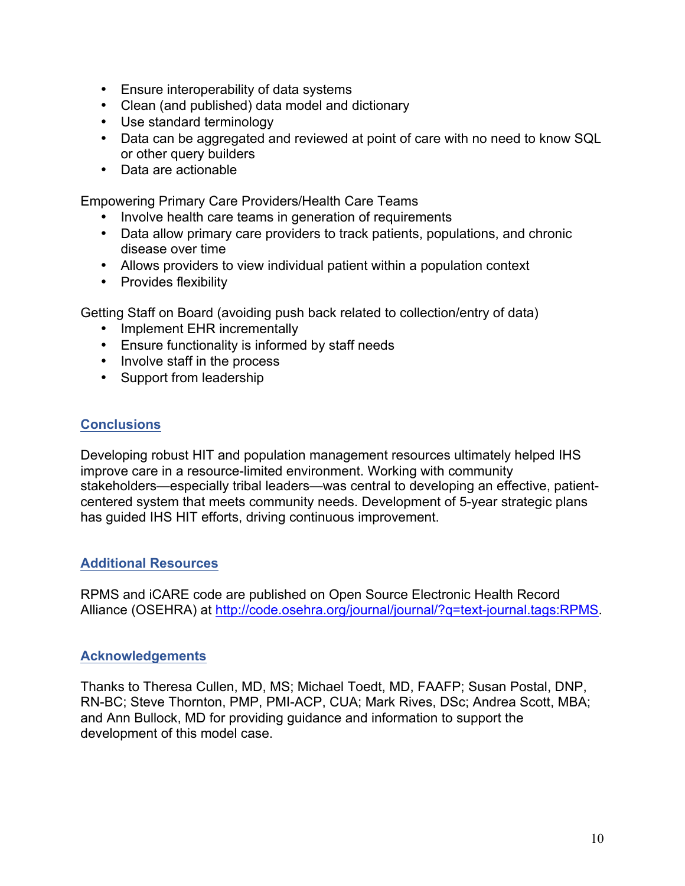- Ensure interoperability of data systems
- Clean (and published) data model and dictionary
- Use standard terminology
- Data can be aggregated and reviewed at point of care with no need to know SQL or other query builders
- Data are actionable

Empowering Primary Care Providers/Health Care Teams

- Involve health care teams in generation of requirements
- Data allow primary care providers to track patients, populations, and chronic disease over time
- Allows providers to view individual patient within a population context
- Provides flexibility

Getting Staff on Board (avoiding push back related to collection/entry of data)

- Implement EHR incrementally
- Ensure functionality is informed by staff needs
- Involve staff in the process
- Support from leadership

## Conclusions

Developing robust HIT and population management resources ultimately helped IHS improve care in a resource-limited environment. Working with community stakeholders—especially tribal leaders—was central to developing an effective, patient-centered system that meets community needs. Development of 5-year strategic plans has guided IHS HIT efforts, driving continuous improvement.

## Additional Resources

RPMS and iCARE code are published on Open Source Electronic Health Record Alliance (OSEHRA) at [http://code.osehra.org/journal/journal/?q=text-journal.tags:RPMS](http://code.osehra.org/journal/journal/?q=text-journal.tags:RPMS).

## Acknowledgements

Thanks to Theresa Cullen, MD, MS; Michael Toedt, MD, FAAFP; Susan Postal, DNP, RN-BC; Steve Thornton, PMP, PMI-ACP, CUA; Mark Rives, DSc; Andrea Scott, MBA; and Ann Bullock, MD for providing guidance and information to support the development of this model case.